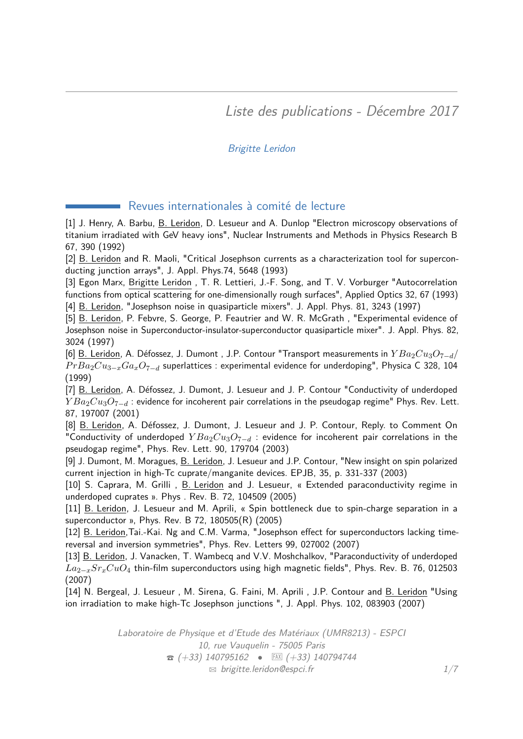# Liste des publications - Décembre 2017

*Brigitte Leridon*

## Revues internationales à comité de lecture

[1] J. Henry, A. Barbu, B. Leridon, D. Lesueur and A. Dunlop "Electron microscopy observations of titanium irradiated with GeV heavy ions", Nuclear Instruments and Methods in Physics Research B 67, 390 (1992)

[2] B. Leridon and R. Maoli, "Critical Josephson currents as a characterization tool for superconducting junction arrays", J. Appl. Phys.74, 5648 (1993)

[3] Egon Marx, Brigitte Leridon , T. R. Lettieri, J.-F. Song, and T. V. Vorburger "Autocorrelation functions from optical scattering for one-dimensionally rough surfaces", Applied Optics 32, 67 (1993)

[4] B. Leridon, "Josephson noise in quasiparticle mixers". J. Appl. Phys. 81, 3243 (1997)

[5] B. Leridon, P. Febvre, S. George, P. Feautrier and W. R. McGrath , "Experimental evidence of Josephson noise in Superconductor-insulator-superconductor quasiparticle mixer". J. Appl. Phys. 82, 3024 (1997)

[6] B. Leridon, A. Défossez, J. Dumont , J.P. Contour "Transport measurements in $YBa_2Cu_3O_{7-d}$/ $PrBa_2Cu_{3-x}Ga_xO_{7-d}$ superlattices : experimental evidence for underdoping", Physica C 328, 104 (1999)

[7] B. Leridon, A. Défossez, J. Dumont, J. Lesueur and J. P. Contour "Conductivity of underdoped $YBa_2Cu_3O_{7-d}$ : evidence for incoherent pair correlations in the pseudogap regime" Phys. Rev. Lett. 87, 197007 (2001)

[8] B. Leridon, A. Défossez, J. Dumont, J. Lesueur and J. P. Contour, Reply. to Comment On "Conductivity of underdoped $YBa_2Cu_3O_{7-d}$ : evidence for incoherent pair correlations in the pseudogap regime", Phys. Rev. Lett. 90, 179704 (2003)

[9] J. Dumont, M. Moragues, B. Leridon, J. Lesueur and J.P. Contour, "New insight on spin polarized current injection in high-Tc cuprate/manganite devices. EPJB, 35, p. 331-337 (2003)

[10] S. Caprara, M. Grilli , B. Leridon and J. Lesueur, « Extended paraconductivity regime in underdoped cuprates ». Phys . Rev. B. 72, 104509 (2005)

[11] B. Leridon, J. Lesueur and M. Aprili, « Spin bottleneck due to spin-charge separation in a superconductor », Phys. Rev. B 72, 180505(R) (2005)

[12] B. Leridon,Tai.-Kai. Ng and C.M. Varma, "Josephson effect for superconductors lacking time-reversal and inversion symmetries", Phys. Rev. Letters 99, 027002 (2007)

[13] B. Leridon, J. Vanacken, T. Wambecq and V.V. Moshchalkov, "Paraconductivity of underdoped $La_{2-x}Sr_xCuO_4$ thin-film superconductors using high magnetic fields", Phys. Rev. B. 76, 012503 (2007)

[14] N. Bergeal, J. Lesueur , M. Sirena, G. Faini, M. Aprili , J.P. Contour and B. Leridon "Using ion irradiation to make high-Tc Josephson junctions ", J. Appl. Phys. 102, 083903 (2007)

*Laboratoire de Physique et d'Etude des Matériaux (UMR8213) - ESPCI*
*10, rue Vauquelin - 75005 Paris*
*☎ (+33) 140795162 • FAX (+33) 140794744*
*✉ brigitte.leridon@espci.fr*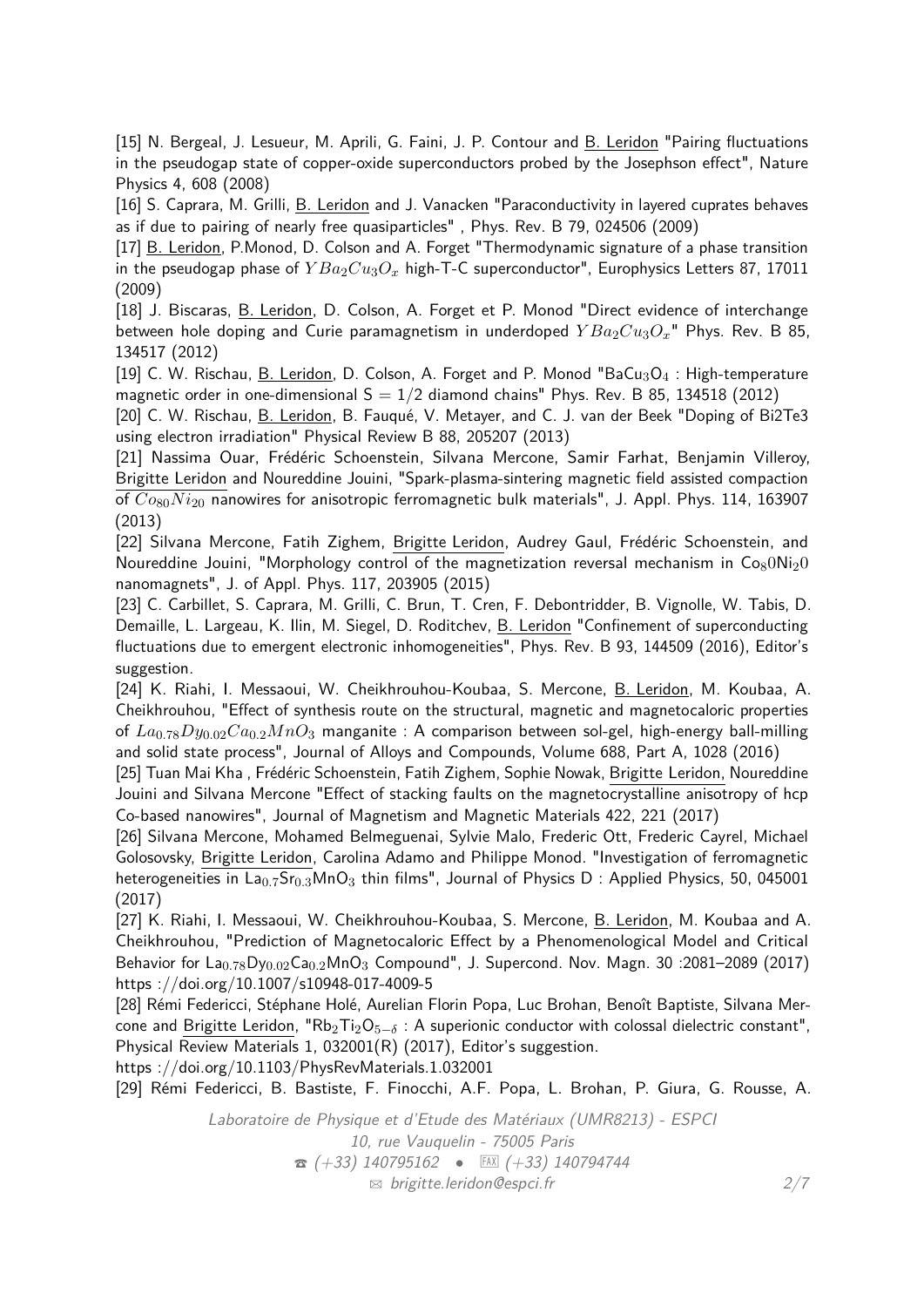[15] N. Bergeal, J. Lesueur, M. Aprili, G. Faini, J. P. Contour and B. Leridon "Pairing fluctuations in the pseudogap state of copper-oxide superconductors probed by the Josephson effect", Nature Physics 4, 608 (2008)

[16] S. Caprara, M. Grilli, B. Leridon and J. Vanacken "Paraconductivity in layered cuprates behaves as if due to pairing of nearly free quasiparticles" , Phys. Rev. B 79, 024506 (2009)

[17] B. Leridon, P.Monod, D. Colson and A. Forget "Thermodynamic signature of a phase transition in the pseudogap phase of $YBa_2Cu_3O_x$ high-T-C superconductor", Europhysics Letters 87, 17011 (2009)

[18] J. Biscaras, B. Leridon, D. Colson, A. Forget et P. Monod "Direct evidence of interchange between hole doping and Curie paramagnetism in underdoped $YBa_2Cu_3O_x$" Phys. Rev. B 85, 134517 (2012)

[19] C. W. Rischau, B. Leridon, D. Colson, A. Forget and P. Monod "$BaCu_3O_4$ : High-temperature magnetic order in one-dimensional $S = 1/2$ diamond chains" Phys. Rev. B 85, 134518 (2012)

[20] C. W. Rischau, B. Leridon, B. Fauqué, V. Metayer, and C. J. van der Beek "Doping of Bi2Te3 using electron irradiation" Physical Review B 88, 205207 (2013)

[21] Nassima Ouar, Frédéric Schoenstein, Silvana Mercone, Samir Farhat, Benjamin Villeroy, Brigitte Leridon and Noureddine Jouini, "Spark-plasma-sintering magnetic field assisted compaction of $Co_{80}Ni_{20}$ nanowires for anisotropic ferromagnetic bulk materials", J. Appl. Phys. 114, 163907 (2013)

[22] Silvana Mercone, Fatih Zighem, Brigitte Leridon, Audrey Gaul, Frédéric Schoenstein, and Noureddine Jouini, "Morphology control of the magnetization reversal mechanism in $Co_80Ni_20$ nanomagnets", J. of Appl. Phys. 117, 203905 (2015)

[23] C. Carbillet, S. Caprara, M. Grilli, C. Brun, T. Cren, F. Debontridder, B. Vignolle, W. Tabis, D. Demaille, L. Largeau, K. Ilin, M. Siegel, D. Roditchev, B. Leridon "Confinement of superconducting fluctuations due to emergent electronic inhomogeneities", Phys. Rev. B 93, 144509 (2016), Editor's suggestion.

[24] K. Riahi, I. Messaoui, W. Cheikhrouhou-Koubaa, S. Mercone, B. Leridon, M. Koubaa, A. Cheikhrouhou, "Effect of synthesis route on the structural, magnetic and magnetocaloric properties of $La_{0.78}Dy_{0.02}Ca_{0.2}MnO_3$ manganite : A comparison between sol-gel, high-energy ball-milling and solid state process", Journal of Alloys and Compounds, Volume 688, Part A, 1028 (2016)

[25] Tuan Mai Kha , Frédéric Schoenstein, Fatih Zighem, Sophie Nowak, Brigitte Leridon, Noureddine Jouini and Silvana Mercone "Effect of stacking faults on the magnetocrystalline anisotropy of hcp Co-based nanowires", Journal of Magnetism and Magnetic Materials 422, 221 (2017)

[26] Silvana Mercone, Mohamed Belmeguenai, Sylvie Malo, Frederic Ott, Frederic Cayrel, Michael Golosovsky, Brigitte Leridon, Carolina Adamo and Philippe Monod. "Investigation of ferromagnetic heterogeneities in $La_{0.7}Sr_{0.3}MnO_3$ thin films", Journal of Physics D : Applied Physics, 50, 045001 (2017)

[27] K. Riahi, I. Messaoui, W. Cheikhrouhou-Koubaa, S. Mercone, B. Leridon, M. Koubaa and A. Cheikhrouhou, "Prediction of Magnetocaloric Effect by a Phenomenological Model and Critical Behavior for $La_{0.78}Dy_{0.02}Ca_{0.2}MnO_3$ Compound", J. Supercond. Nov. Magn. 30 :2081–2089 (2017) https ://doi.org/10.1007/s10948-017-4009-5

[28] Rémi Federicci, Stéphane Holé, Aurelian Florin Popa, Luc Brohan, Benoît Baptiste, Silvana Mercone and Brigitte Leridon, "$Rb_2Ti_2O_{5-\delta}$ : A superionic conductor with colossal dielectric constant", Physical Review Materials 1, 032001(R) (2017), Editor's suggestion.
https ://doi.org/10.1103/PhysRevMaterials.1.032001

[29] Rémi Federicci, B. Bastiste, F. Finocchi, A.F. Popa, L. Brohan, P. Giura, G. Rousse, A.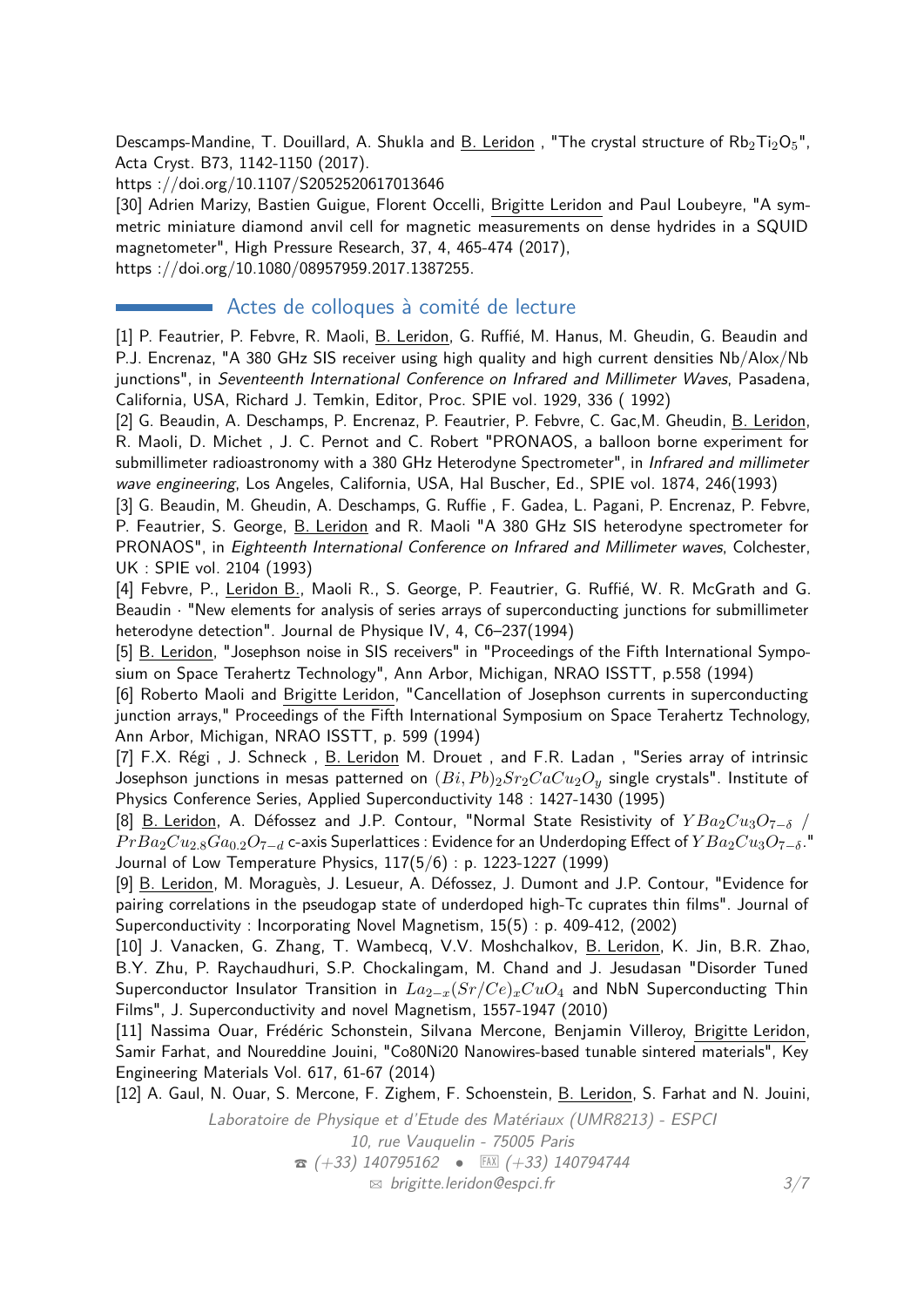Descamps-Mandine, T. Douillard, A. Shukla and B. Leridon , "The crystal structure of $Rb_2Ti_2O_5$", Acta Cryst. B73, 1142-1150 (2017).
https ://doi.org/10.1107/S2052520617013646

[30] Adrien Marizy, Bastien Guigue, Florent Occelli, Brigitte Leridon and Paul Loubeyre, "A symmetric miniature diamond anvil cell for magnetic measurements on dense hydrides in a SQUID magnetometer", High Pressure Research, 37, 4, 465-474 (2017),
https ://doi.org/10.1080/08957959.2017.1387255.

## Actes de colloques à comité de lecture

[1] P. Feautrier, P. Febvre, R. Maoli, B. Leridon, G. Ruffié, M. Hanus, M. Gheudin, G. Beaudin and P.J. Encrenaz, "A 380 GHz SIS receiver using high quality and high current densities Nb/Alox/Nb junctions", in *Seventeenth International Conference on Infrared and Millimeter Waves*, Pasadena, California, USA, Richard J. Temkin, Editor, Proc. SPIE vol. 1929, 336 ( 1992)

[2] G. Beaudin, A. Deschamps, P. Encrenaz, P. Feautrier, P. Febvre, C. Gac,M. Gheudin, B. Leridon, R. Maoli, D. Michet , J. C. Pernot and C. Robert "PRONAOS, a balloon borne experiment for submillimeter radioastronomy with a 380 GHz Heterodyne Spectrometer", in *Infrared and millimeter wave engineering*, Los Angeles, California, USA, Hal Buscher, Ed., SPIE vol. 1874, 246(1993)

[3] G. Beaudin, M. Gheudin, A. Deschamps, G. Ruffie , F. Gadea, L. Pagani, P. Encrenaz, P. Febvre, P. Feautrier, S. George, B. Leridon and R. Maoli "A 380 GHz SIS heterodyne spectrometer for PRONAOS", in *Eighteenth International Conference on Infrared and Millimeter waves*, Colchester, UK : SPIE vol. 2104 (1993)

[4] Febvre, P., Leridon B., Maoli R., S. George, P. Feautrier, G. Ruffié, W. R. McGrath and G. Beaudin · "New elements for analysis of series arrays of superconducting junctions for submillimeter heterodyne detection". Journal de Physique IV, 4, C6–237(1994)

[5] B. Leridon, "Josephson noise in SIS receivers" in "Proceedings of the Fifth International Symposium on Space Terahertz Technology", Ann Arbor, Michigan, NRAO ISSTT, p.558 (1994)

[6] Roberto Maoli and Brigitte Leridon, "Cancellation of Josephson currents in superconducting junction arrays," Proceedings of the Fifth International Symposium on Space Terahertz Technology, Ann Arbor, Michigan, NRAO ISSTT, p. 599 (1994)

[7] F.X. Régi , J. Schneck , B. Leridon M. Drouet , and F.R. Ladan , "Series array of intrinsic Josephson junctions in mesas patterned on $(Bi,Pb)_2Sr_2CaCu_2O_y$ single crystals". Institute of Physics Conference Series, Applied Superconductivity 148 : 1427-1430 (1995)

[8] B. Leridon, A. Défossez and J.P. Contour, "Normal State Resistivity of $YBa_2Cu_3O_{7-\delta}$ / $PrBa_2Cu_{2.8}Ga_{0.2}O_{7-d}$ c-axis Superlattices : Evidence for an Underdoping Effect of $YBa_2Cu_3O_{7-\delta}$." Journal of Low Temperature Physics, 117(5/6) : p. 1223-1227 (1999)

[9] B. Leridon, M. Moraguès, J. Lesueur, A. Défossez, J. Dumont and J.P. Contour, "Evidence for pairing correlations in the pseudogap state of underdoped high-Tc cuprates thin films". Journal of Superconductivity : Incorporating Novel Magnetism, 15(5) : p. 409-412, (2002)

[10] J. Vanacken, G. Zhang, T. Wambecq, V.V. Moshchalkov, B. Leridon, K. Jin, B.R. Zhao, B.Y. Zhu, P. Raychaudhuri, S.P. Chockalingam, M. Chand and J. Jesudasan "Disorder Tuned Superconductor Insulator Transition in $La_{2-x}(Sr/Ce)_xCuO_4$ and NbN Superconducting Thin Films", J. Superconductivity and novel Magnetism, 1557-1947 (2010)

[11] Nassima Ouar, Frédéric Schonstein, Silvana Mercone, Benjamin Villeroy, Brigitte Leridon, Samir Farhat, and Noureddine Jouini, "Co80Ni20 Nanowires-based tunable sintered materials", Key Engineering Materials Vol. 617, 61-67 (2014)

[12] A. Gaul, N. Ouar, S. Mercone, F. Zighem, F. Schoenstein, B. Leridon, S. Farhat and N. Jouini,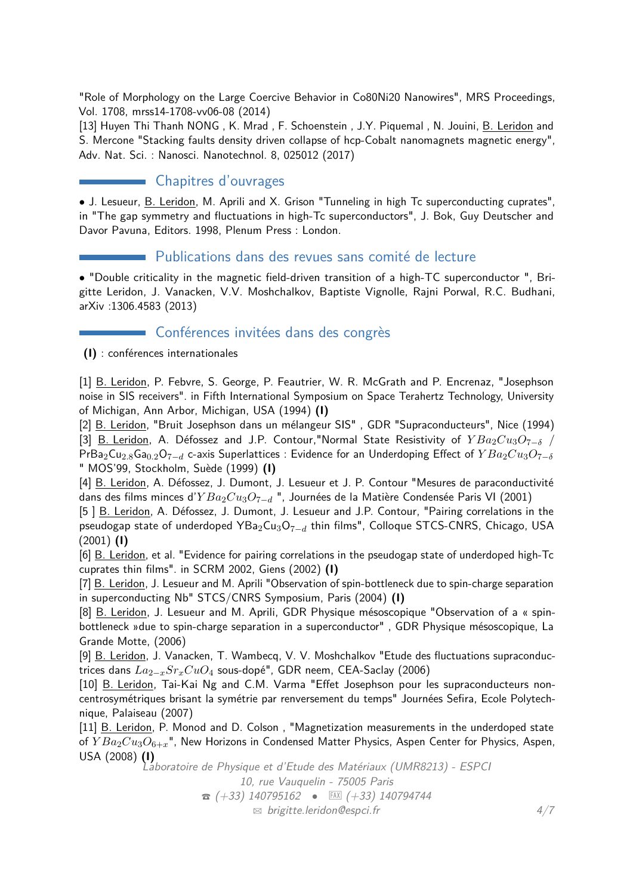"Role of Morphology on the Large Coercive Behavior in Co80Ni20 Nanowires", MRS Proceedings, Vol. 1708, mrss14-1708-vv06-08 (2014)
[13] Huyen Thi Thanh NONG , K. Mrad , F. Schoenstein , J.Y. Piquemal , N. Jouini, B. Leridon and S. Mercone "Stacking faults density driven collapse of hcp-Cobalt nanomagnets magnetic energy", Adv. Nat. Sci. : Nanosci. Nanotechnol. 8, 025012 (2017)

## Chapitres d'ouvrages

- J. Lesueur, B. Leridon, M. Aprili and X. Grison "Tunneling in high Tc superconducting cuprates", in "The gap symmetry and fluctuations in high-Tc superconductors", J. Bok, Guy Deutscher and Davor Pavuna, Editors. 1998, Plenum Press : London.

## Publications dans des revues sans comité de lecture

- "Double criticality in the magnetic field-driven transition of a high-TC superconductor ", Brigitte Leridon, J. Vanacken, V.V. Moshchalkov, Baptiste Vignolle, Rajni Porwal, R.C. Budhani, arXiv :1306.4583 (2013)

## Conférences invitées dans des congrès

**(I)** : conférences internationales

[1] B. Leridon, P. Febvre, S. George, P. Feautrier, W. R. McGrath and P. Encrenaz, "Josephson noise in SIS receivers". in Fifth International Symposium on Space Terahertz Technology, University of Michigan, Ann Arbor, Michigan, USA (1994) **(I)**
[2] B. Leridon, "Bruit Josephson dans un mélangeur SIS" , GDR "Supraconducteurs", Nice (1994)
[3] B. Leridon, A. Défossez and J.P. Contour,"Normal State Resistivity of $YBa_2Cu_3O_{7-\delta}$ / $PrBa_2Cu_{2.8}Ga_{0.2}O_{7-d}$ c-axis Superlattices : Evidence for an Underdoping Effect of $YBa_2Cu_3O_{7-\delta}$ " MOS'99, Stockholm, Suède (1999) **(I)**
[4] B. Leridon, A. Défossez, J. Dumont, J. Lesueur et J. P. Contour "Mesures de paraconductivité dans des films minces d'$YBa_2Cu_3O_{7-d}$ ", Journées de la Matière Condensée Paris VI (2001)
[5 ] B. Leridon, A. Défossez, J. Dumont, J. Lesueur and J.P. Contour, "Pairing correlations in the pseudogap state of underdoped $YBa_2Cu_3O_{7-d}$ thin films", Colloque STCS-CNRS, Chicago, USA (2001) **(I)**
[6] B. Leridon, et al. "Evidence for pairing correlations in the pseudogap state of underdoped high-Tc cuprates thin films". in SCRM 2002, Giens (2002) **(I)**
[7] B. Leridon, J. Lesueur and M. Aprili "Observation of spin-bottleneck due to spin-charge separation in superconducting Nb" STCS/CNRS Symposium, Paris (2004) **(I)**
[8] B. Leridon, J. Lesueur and M. Aprili, GDR Physique mésoscopique "Observation of a « spin-bottleneck »due to spin-charge separation in a superconductor" , GDR Physique mésoscopique, La Grande Motte, (2006)
[9] B. Leridon, J. Vanacken, T. Wambecq, V. V. Moshchalkov "Etude des fluctuations supraconductrices dans $La_{2-x}Sr_xCuO_4$ sous-dopé", GDR neem, CEA-Saclay (2006)
[10] B. Leridon, Tai-Kai Ng and C.M. Varma "Effet Josephson pour les supraconducteurs non-centrosymétriques brisant la symétrie par renversement du temps" Journées Sefira, Ecole Polytechnique, Palaiseau (2007)
[11] B. Leridon, P. Monod and D. Colson , "Magnetization measurements in the underdoped state of $YBa_2Cu_3O_{6+x}$", New Horizons in Condensed Matter Physics, Aspen Center for Physics, Aspen, USA (2008) **(I)**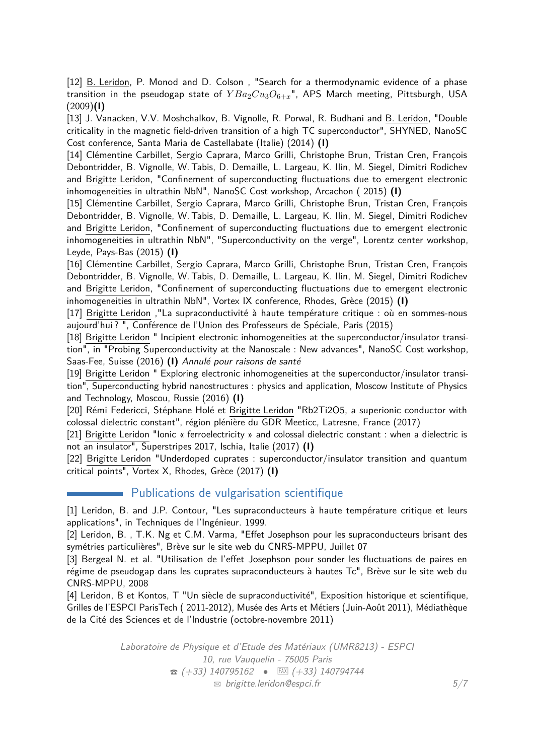[12] B. Leridon, P. Monod and D. Colson , "Search for a thermodynamic evidence of a phase transition in the pseudogap state of $YBa_2Cu_3O_{6+x}$", APS March meeting, Pittsburgh, USA (2009)**(I)**

[13] J. Vanacken, V.V. Moshchalkov, B. Vignolle, R. Porwal, R. Budhani and B. Leridon, "Double criticality in the magnetic field-driven transition of a high TC superconductor", SHYNED, NanoSC Cost conference, Santa Maria de Castellabate (Italie) (2014) **(I)**

[14] Clémentine Carbillet, Sergio Caprara, Marco Grilli, Christophe Brun, Tristan Cren, François Debontridder, B. Vignolle, W. Tabis, D. Demaille, L. Largeau, K. Ilin, M. Siegel, Dimitri Rodichev and Brigitte Leridon, "Confinement of superconducting fluctuations due to emergent electronic inhomogeneities in ultrathin NbN", NanoSC Cost workshop, Arcachon ( 2015) **(I)**

[15] Clémentine Carbillet, Sergio Caprara, Marco Grilli, Christophe Brun, Tristan Cren, François Debontridder, B. Vignolle, W. Tabis, D. Demaille, L. Largeau, K. Ilin, M. Siegel, Dimitri Rodichev and Brigitte Leridon, "Confinement of superconducting fluctuations due to emergent electronic inhomogeneities in ultrathin NbN", "Superconductivity on the verge", Lorentz center workshop, Leyde, Pays-Bas (2015) **(I)**

[16] Clémentine Carbillet, Sergio Caprara, Marco Grilli, Christophe Brun, Tristan Cren, François Debontridder, B. Vignolle, W. Tabis, D. Demaille, L. Largeau, K. Ilin, M. Siegel, Dimitri Rodichev and Brigitte Leridon, "Confinement of superconducting fluctuations due to emergent electronic inhomogeneities in ultrathin NbN", Vortex IX conference, Rhodes, Grèce (2015) **(I)**

[17] Brigitte Leridon ,"La supraconductivité à haute température critique : où en sommes-nous aujourd'hui ? ", Conférence de l'Union des Professeurs de Spéciale, Paris (2015)

[18] Brigitte Leridon " Incipient electronic inhomogeneities at the superconductor/insulator transition", in "Probing Superconductivity at the Nanoscale : New advances", NanoSC Cost workshop, Saas-Fee, Suisse (2016) **(I)** *Annulé pour raisons de santé*

[19] Brigitte Leridon " Exploring electronic inhomogeneities at the superconductor/insulator transition", Superconducting hybrid nanostructures : physics and application, Moscow Institute of Physics and Technology, Moscou, Russie (2016) **(I)**

[20] Rémi Federicci, Stéphane Holé et Brigitte Leridon "Rb2Ti2O5, a superionic conductor with colossal dielectric constant", région plénière du GDR Meeticc, Latresne, France (2017)

[21] Brigitte Leridon "Ionic « ferroelectricity » and colossal dielectric constant : when a dielectric is not an insulator", Superstripes 2017, Ischia, Italie (2017) **(I)**

[22] Brigitte Leridon "Underdoped cuprates : superconductor/insulator transition and quantum critical points", Vortex X, Rhodes, Grèce (2017) **(I)**

## Publications de vulgarisation scientifique

[1] Leridon, B. and J.P. Contour, "Les supraconducteurs à haute température critique et leurs applications", in Techniques de l'Ingénieur. 1999.

[2] Leridon, B. , T.K. Ng et C.M. Varma, "Effet Josephson pour les supraconducteurs brisant des symétries particulières", Brève sur le site web du CNRS-MPPU, Juillet 07

[3] Bergeal N. et al. "Utilisation de l'effet Josephson pour sonder les fluctuations de paires en régime de pseudogap dans les cuprates supraconducteurs à hautes Tc", Brève sur le site web du CNRS-MPPU, 2008

[4] Leridon, B et Kontos, T "Un siècle de supraconductivité", Exposition historique et scientifique, Grilles de l'ESPCI ParisTech ( 2011-2012), Musée des Arts et Métiers (Juin-Août 2011), Médiathèque de la Cité des Sciences et de l'Industrie (octobre-novembre 2011)

*Laboratoire de Physique et d'Etude des Matériaux (UMR8213) - ESPCI*
*10, rue Vauquelin - 75005 Paris*
*(+33) 140795162 • FAX (+33) 140794744*
*brigitte.leridon@espci.fr*